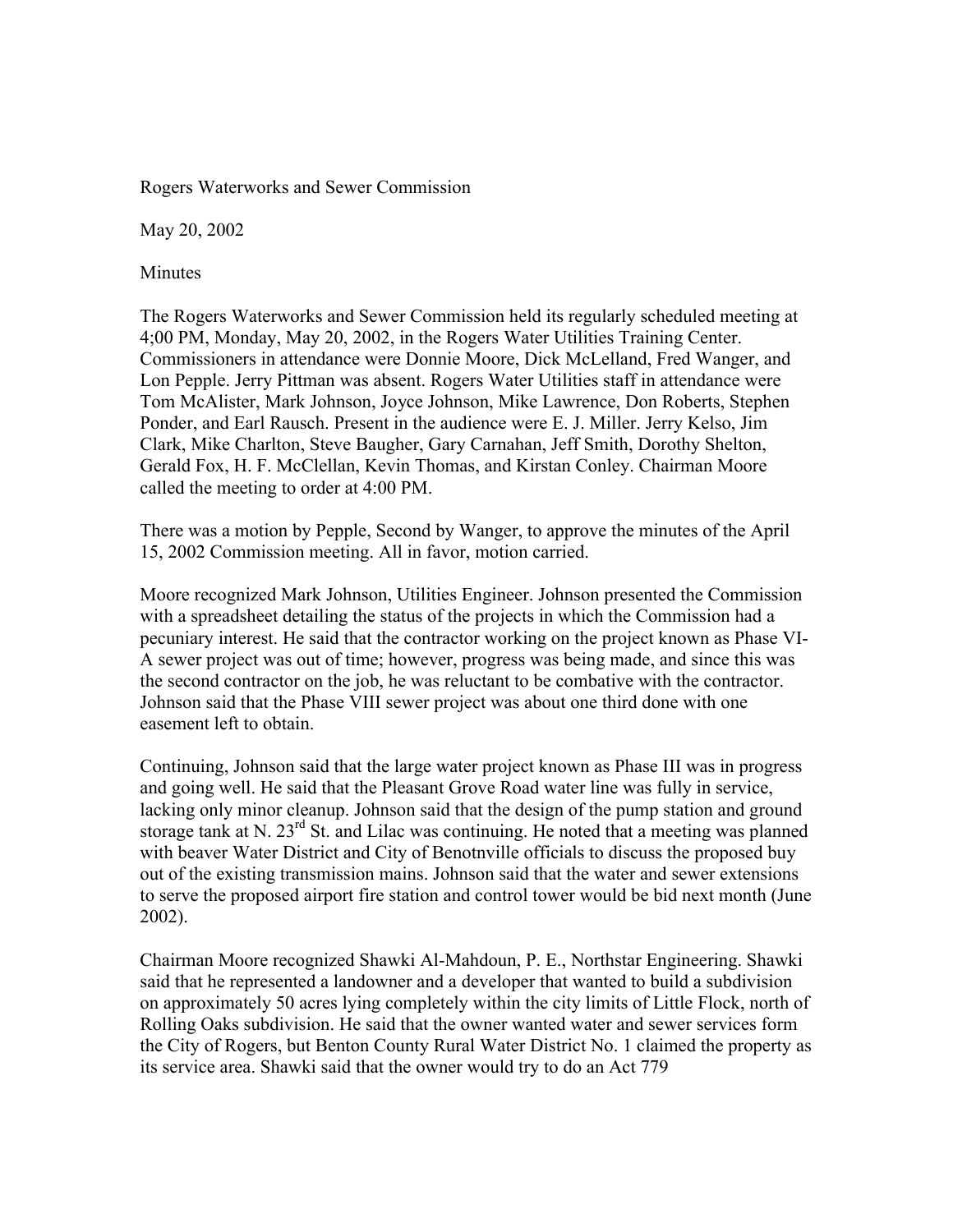Rogers Waterworks and Sewer Commission

May 20, 2002

Minutes

The Rogers Waterworks and Sewer Commission held its regularly scheduled meeting at 4;00 PM, Monday, May 20, 2002, in the Rogers Water Utilities Training Center. Commissioners in attendance were Donnie Moore, Dick McLelland, Fred Wanger, and Lon Pepple. Jerry Pittman was absent. Rogers Water Utilities staff in attendance were Tom McAlister, Mark Johnson, Joyce Johnson, Mike Lawrence, Don Roberts, Stephen Ponder, and Earl Rausch. Present in the audience were E. J. Miller. Jerry Kelso, Jim Clark, Mike Charlton, Steve Baugher, Gary Carnahan, Jeff Smith, Dorothy Shelton, Gerald Fox, H. F. McClellan, Kevin Thomas, and Kirstan Conley. Chairman Moore called the meeting to order at 4:00 PM.

There was a motion by Pepple, Second by Wanger, to approve the minutes of the April 15, 2002 Commission meeting. All in favor, motion carried.

Moore recognized Mark Johnson, Utilities Engineer. Johnson presented the Commission with a spreadsheet detailing the status of the projects in which the Commission had a pecuniary interest. He said that the contractor working on the project known as Phase VI-A sewer project was out of time; however, progress was being made, and since this was the second contractor on the job, he was reluctant to be combative with the contractor. Johnson said that the Phase VIII sewer project was about one third done with one easement left to obtain.

Continuing, Johnson said that the large water project known as Phase III was in progress and going well. He said that the Pleasant Grove Road water line was fully in service, lacking only minor cleanup. Johnson said that the design of the pump station and ground storage tank at N. 23rd St. and Lilac was continuing. He noted that a meeting was planned with beaver Water District and City of Benotnville officials to discuss the proposed buy out of the existing transmission mains. Johnson said that the water and sewer extensions to serve the proposed airport fire station and control tower would be bid next month (June 2002).

Chairman Moore recognized Shawki Al-Mahdoun, P. E., Northstar Engineering. Shawki said that he represented a landowner and a developer that wanted to build a subdivision on approximately 50 acres lying completely within the city limits of Little Flock, north of Rolling Oaks subdivision. He said that the owner wanted water and sewer services form the City of Rogers, but Benton County Rural Water District No. 1 claimed the property as its service area. Shawki said that the owner would try to do an Act 779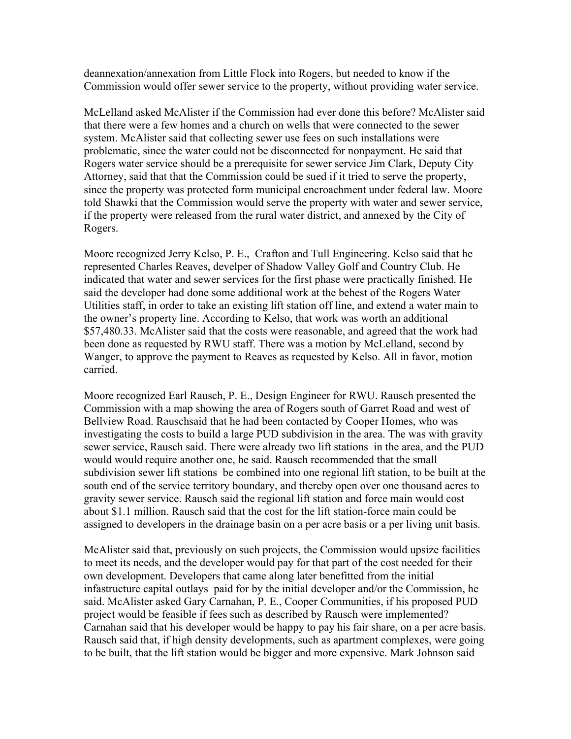deannexation/annexation from Little Flock into Rogers, but needed to know if the Commission would offer sewer service to the property, without providing water service.

McLelland asked McAlister if the Commission had ever done this before? McAlister said that there were a few homes and a church on wells that were connected to the sewer system. McAlister said that collecting sewer use fees on such installations were problematic, since the water could not be disconnected for nonpayment. He said that Rogers water service should be a prerequisite for sewer service Jim Clark, Deputy City Attorney, said that that the Commission could be sued if it tried to serve the property, since the property was protected form municipal encroachment under federal law. Moore told Shawki that the Commission would serve the property with water and sewer service, if the property were released from the rural water district, and annexed by the City of Rogers.

Moore recognized Jerry Kelso, P. E., Crafton and Tull Engineering. Kelso said that he represented Charles Reaves, develper of Shadow Valley Golf and Country Club. He indicated that water and sewer services for the first phase were practically finished. He said the developer had done some additional work at the behest of the Rogers Water Utilities staff, in order to take an existing lift station off line, and extend a water main to the owner's property line. According to Kelso, that work was worth an additional $57,480.33. McAlister said that the costs were reasonable, and agreed that the work had been done as requested by RWU staff. There was a motion by McLelland, second by Wanger, to approve the payment to Reaves as requested by Kelso. All in favor, motion carried.

Moore recognized Earl Rausch, P. E., Design Engineer for RWU. Rausch presented the Commission with a map showing the area of Rogers south of Garret Road and west of Bellview Road. Rauschsaid that he had been contacted by Cooper Homes, who was investigating the costs to build a large PUD subdivision in the area. The was with gravity sewer service, Rausch said. There were already two lift stations in the area, and the PUD would would require another one, he said. Rausch recommended that the small subdivision sewer lift stations be combined into one regional lift station, to be built at the south end of the service territory boundary, and thereby open over one thousand acres to gravity sewer service. Rausch said the regional lift station and force main would cost about $1.1 million. Rausch said that the cost for the lift station-force main could be assigned to developers in the drainage basin on a per acre basis or a per living unit basis.

McAlister said that, previously on such projects, the Commission would upsize facilities to meet its needs, and the developer would pay for that part of the cost needed for their own development. Developers that came along later benefitted from the initial infastructure capital outlays paid for by the initial developer and/or the Commission, he said. McAlister asked Gary Carnahan, P. E., Cooper Communities, if his proposed PUD project would be feasible if fees such as described by Rausch were implemented? Carnahan said that his developer would be happy to pay his fair share, on a per acre basis. Rausch said that, if high density developments, such as apartment complexes, were going to be built, that the lift station would be bigger and more expensive. Mark Johnson said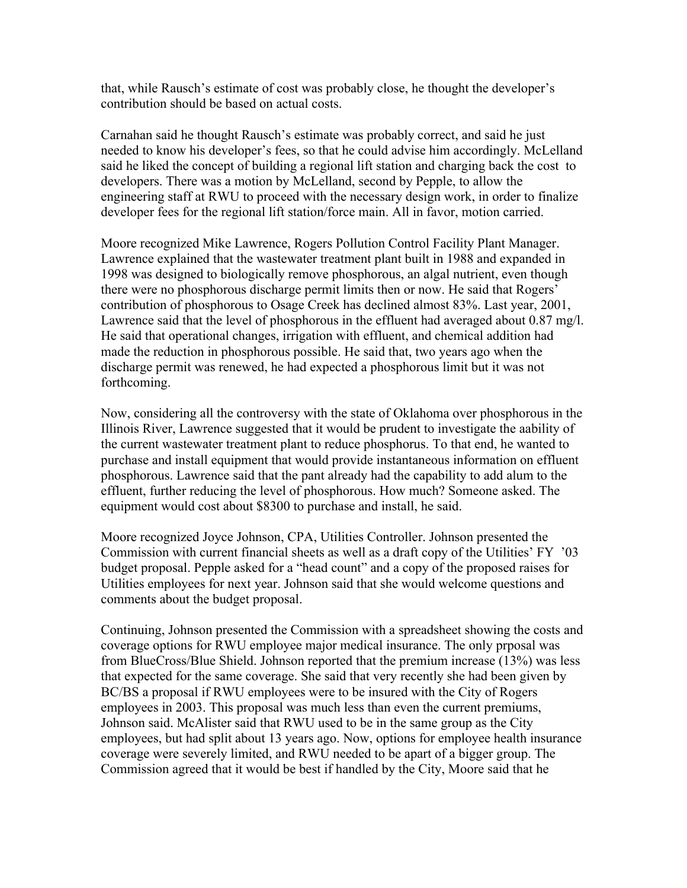that, while Rausch's estimate of cost was probably close, he thought the developer's contribution should be based on actual costs.

Carnahan said he thought Rausch's estimate was probably correct, and said he just needed to know his developer's fees, so that he could advise him accordingly. McLelland said he liked the concept of building a regional lift station and charging back the cost to developers. There was a motion by McLelland, second by Pepple, to allow the engineering staff at RWU to proceed with the necessary design work, in order to finalize developer fees for the regional lift station/force main. All in favor, motion carried.

Moore recognized Mike Lawrence, Rogers Pollution Control Facility Plant Manager. Lawrence explained that the wastewater treatment plant built in 1988 and expanded in 1998 was designed to biologically remove phosphorous, an algal nutrient, even though there were no phosphorous discharge permit limits then or now. He said that Rogers' contribution of phosphorous to Osage Creek has declined almost 83%. Last year, 2001, Lawrence said that the level of phosphorous in the effluent had averaged about 0.87 mg/l. He said that operational changes, irrigation with effluent, and chemical addition had made the reduction in phosphorous possible. He said that, two years ago when the discharge permit was renewed, he had expected a phosphorous limit but it was not forthcoming.

Now, considering all the controversy with the state of Oklahoma over phosphorous in the Illinois River, Lawrence suggested that it would be prudent to investigate the aability of the current wastewater treatment plant to reduce phosphorus. To that end, he wanted to purchase and install equipment that would provide instantaneous information on effluent phosphorous. Lawrence said that the pant already had the capability to add alum to the effluent, further reducing the level of phosphorous. How much? Someone asked. The equipment would cost about $8300 to purchase and install, he said.

Moore recognized Joyce Johnson, CPA, Utilities Controller. Johnson presented the Commission with current financial sheets as well as a draft copy of the Utilities' FY '03 budget proposal. Pepple asked for a "head count" and a copy of the proposed raises for Utilities employees for next year. Johnson said that she would welcome questions and comments about the budget proposal.

Continuing, Johnson presented the Commission with a spreadsheet showing the costs and coverage options for RWU employee major medical insurance. The only prposal was from BlueCross/Blue Shield. Johnson reported that the premium increase (13%) was less that expected for the same coverage. She said that very recently she had been given by BC/BS a proposal if RWU employees were to be insured with the City of Rogers employees in 2003. This proposal was much less than even the current premiums, Johnson said. McAlister said that RWU used to be in the same group as the City employees, but had split about 13 years ago. Now, options for employee health insurance coverage were severely limited, and RWU needed to be apart of a bigger group. The Commission agreed that it would be best if handled by the City, Moore said that he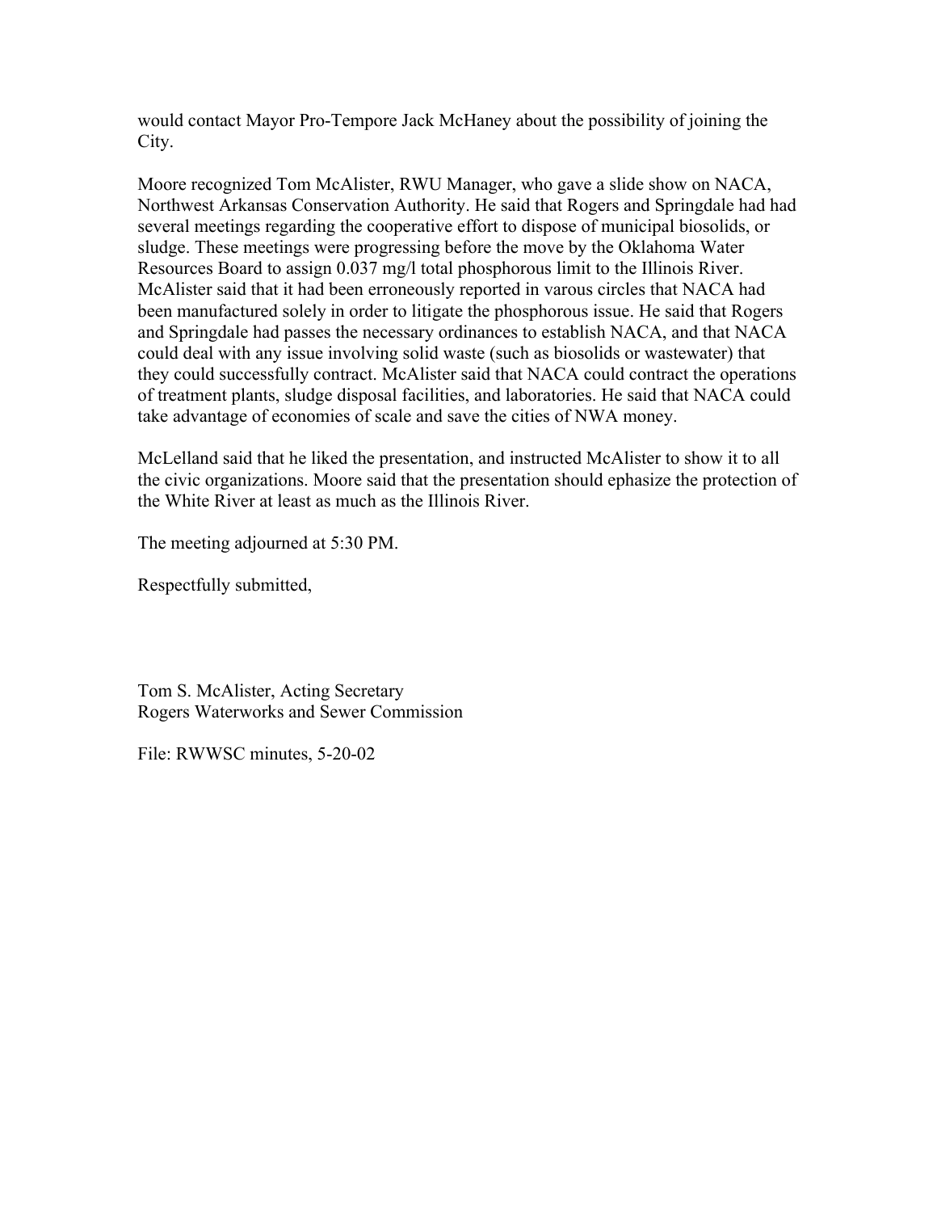would contact Mayor Pro-Tempore Jack McHaney about the possibility of joining the City.

Moore recognized Tom McAlister, RWU Manager, who gave a slide show on NACA, Northwest Arkansas Conservation Authority. He said that Rogers and Springdale had had several meetings regarding the cooperative effort to dispose of municipal biosolids, or sludge. These meetings were progressing before the move by the Oklahoma Water Resources Board to assign 0.037 mg/l total phosphorous limit to the Illinois River. McAlister said that it had been erroneously reported in varous circles that NACA had been manufactured solely in order to litigate the phosphorous issue. He said that Rogers and Springdale had passes the necessary ordinances to establish NACA, and that NACA could deal with any issue involving solid waste (such as biosolids or wastewater) that they could successfully contract. McAlister said that NACA could contract the operations of treatment plants, sludge disposal facilities, and laboratories. He said that NACA could take advantage of economies of scale and save the cities of NWA money.

McLelland said that he liked the presentation, and instructed McAlister to show it to all the civic organizations. Moore said that the presentation should ephasize the protection of the White River at least as much as the Illinois River.

The meeting adjourned at 5:30 PM.

Respectfully submitted,

Tom S. McAlister, Acting Secretary
Rogers Waterworks and Sewer Commission

File: RWWSC minutes, 5-20-02